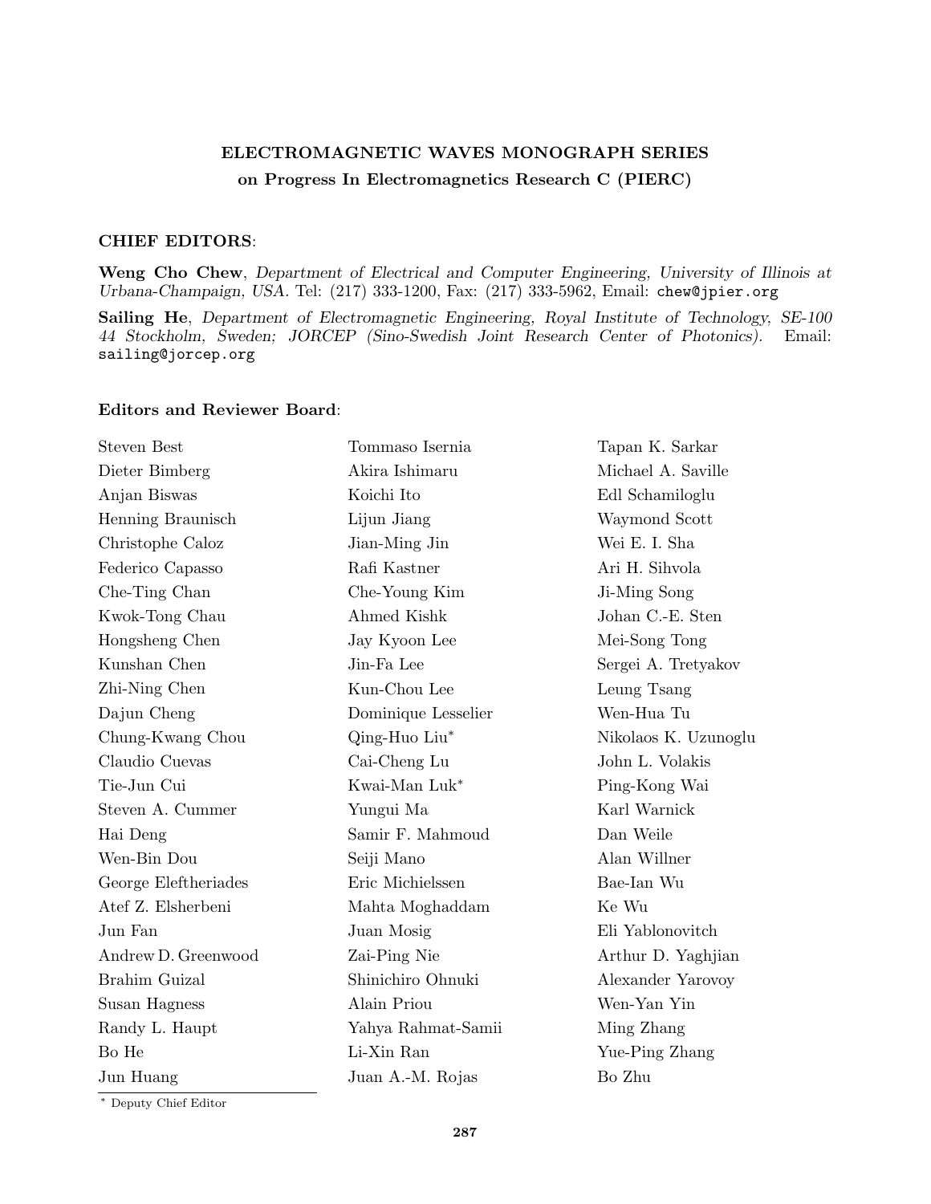# ELECTROMAGNETIC WAVES MONOGRAPH SERIES
## on Progress In Electromagnetics Research C (PIERC)

### CHIEF EDITORS:

**Weng Cho Chew**, *Department of Electrical and Computer Engineering, University of Illinois at Urbana-Champaign, USA.* Tel: (217) 333-1200, Fax: (217) 333-5962, Email: chew@jpier.org

**Sailing He**, *Department of Electromagnetic Engineering, Royal Institute of Technology, SE-100 44 Stockholm, Sweden; JORCEP (Sino-Swedish Joint Research Center of Photonics).* Email: sailing@jorcep.org

### Editors and Reviewer Board:

Steven Best
Dieter Bimberg
Anjan Biswas
Henning Braunisch
Christophe Caloz
Federico Capasso
Che-Ting Chan
Kwok-Tong Chau
Hongsheng Chen
Kunshan Chen
Zhi-Ning Chen
Dajun Cheng
Chung-Kwang Chou
Claudio Cuevas
Tie-Jun Cui
Steven A. Cummer
Hai Deng
Wen-Bin Dou
George Eleftheriades
Atef Z. Elsherbeni
Jun Fan
Andrew D. Greenwood
Brahim Guizal
Susan Hagness
Randy L. Haupt
Bo He
Jun Huang
Tommaso Isernia
Akira Ishimaru
Koichi Ito
Lijun Jiang
Jian-Ming Jin
Rafi Kastner
Che-Young Kim
Ahmed Kishk
Jay Kyoon Lee
Jin-Fa Lee
Kun-Chou Lee
Dominique Lesselier
Qing-Huo Liu*
Cai-Cheng Lu
Kwai-Man Luk*
Yungui Ma
Samir F. Mahmoud
Seiji Mano
Eric Michielssen
Mahta Moghaddam
Juan Mosig
Zai-Ping Nie
Shinichiro Ohnuki
Alain Priou
Yahya Rahmat-Samii
Li-Xin Ran
Juan A.-M. Rojas
Tapan K. Sarkar
Michael A. Saville
Edl Schamiloglu
Waymond Scott
Wei E. I. Sha
Ari H. Sihvola
Ji-Ming Song
Johan C.-E. Sten
Mei-Song Tong
Sergei A. Tretyakov
Leung Tsang
Wen-Hua Tu
Nikolaos K. Uzunoglu
John L. Volakis
Ping-Kong Wai
Karl Warnick
Dan Weile
Alan Willner
Bae-Ian Wu
Ke Wu
Eli Yablonovitch
Arthur D. Yaghjian
Alexander Yarovoy
Wen-Yan Yin
Ming Zhang
Yue-Ping Zhang
Bo Zhu

* Deputy Chief Editor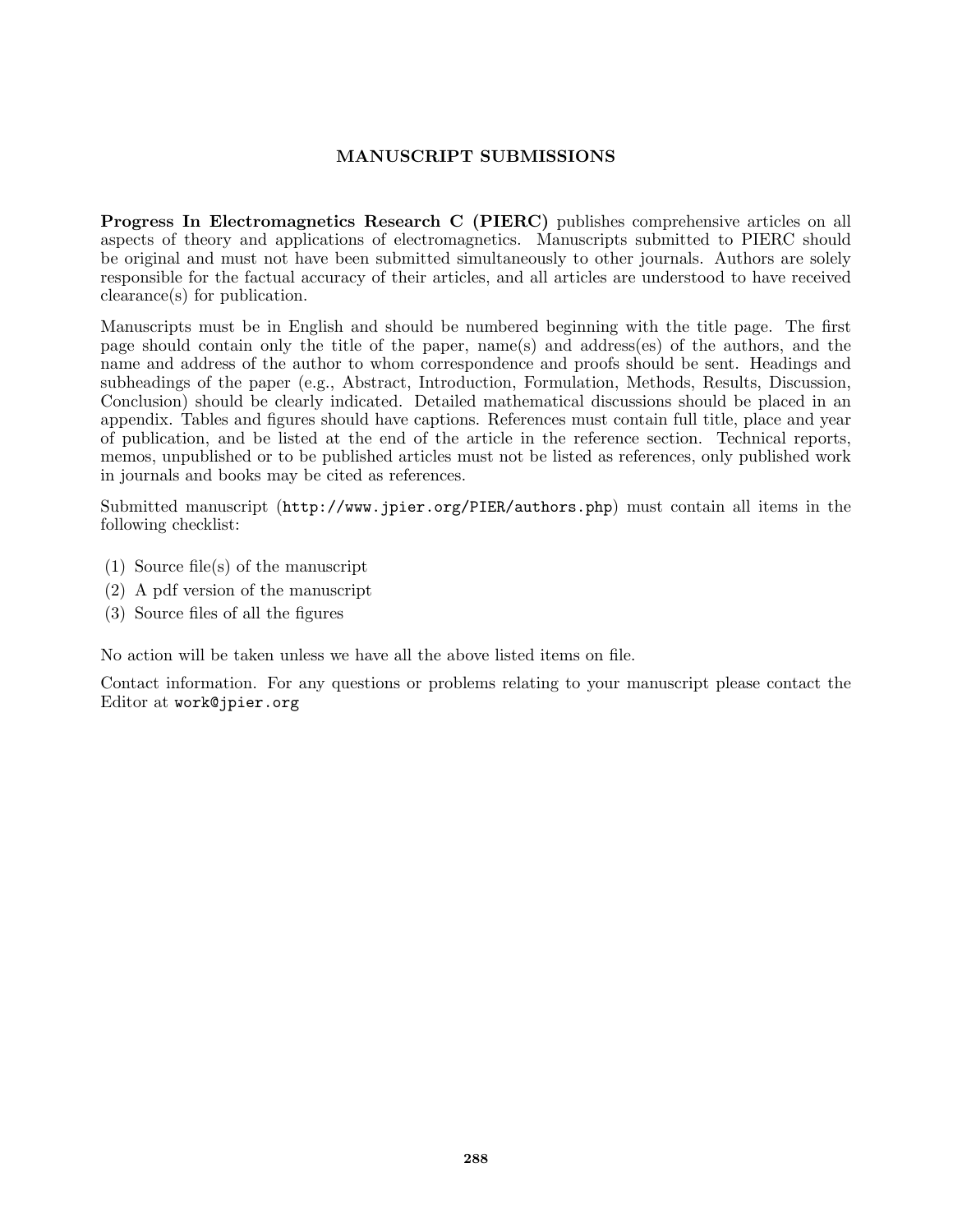## MANUSCRIPT SUBMISSIONS

**Progress In Electromagnetics Research C (PIERC)** publishes comprehensive articles on all aspects of theory and applications of electromagnetics. Manuscripts submitted to PIERC should be original and must not have been submitted simultaneously to other journals. Authors are solely responsible for the factual accuracy of their articles, and all articles are understood to have received clearance(s) for publication.

Manuscripts must be in English and should be numbered beginning with the title page. The first page should contain only the title of the paper, name(s) and address(es) of the authors, and the name and address of the author to whom correspondence and proofs should be sent. Headings and subheadings of the paper (e.g., Abstract, Introduction, Formulation, Methods, Results, Discussion, Conclusion) should be clearly indicated. Detailed mathematical discussions should be placed in an appendix. Tables and figures should have captions. References must contain full title, place and year of publication, and be listed at the end of the article in the reference section. Technical reports, memos, unpublished or to be published articles must not be listed as references, only published work in journals and books may be cited as references.

Submitted manuscript (`http://www.jpier.org/PIER/authors.php`) must contain all items in the following checklist:

(1) Source file(s) of the manuscript
(2) A pdf version of the manuscript
(3) Source files of all the figures

No action will be taken unless we have all the above listed items on file.

Contact information. For any questions or problems relating to your manuscript please contact the Editor at `work@jpier.org`